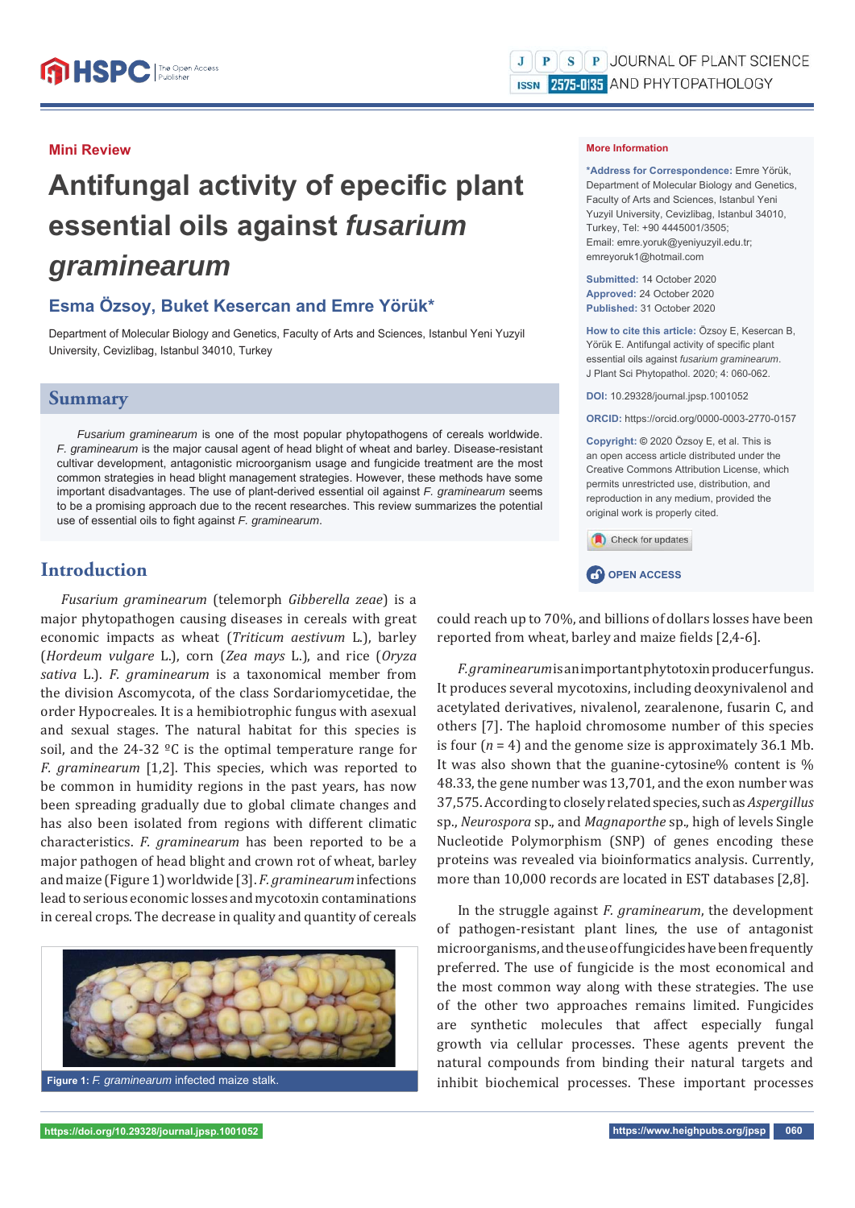Mini Review

# Antifungal activity of epecific plant essential oils against *fusarium graminearum*

**Esma Özsoy, Buket Kesercan and Emre Yörük***

Department of Molecular Biology and Genetics, Faculty of Arts and Sciences, Istanbul Yeni Yuzyil University, Cevizlibag, Istanbul 34010, Turkey

**More Information**

***Address for Correspondence:** Emre Yörük, Department of Molecular Biology and Genetics, Faculty of Arts and Sciences, Istanbul Yeni Yuzyil University, Cevizlibag, Istanbul 34010, Turkey, Tel: +90 4445001/3505; Email: emre.yoruk@yeniyuzyil.edu.tr; emreyoruk1@hotmail.com

**Submitted:** 14 October 2020
**Approved:** 24 October 2020
**Published:** 31 October 2020

**How to cite this article:** Özsoy E, Kesercan B, Yörük E. Antifungal activity of specific plant essential oils against *fusarium graminearum*. J Plant Sci Phytopathol. 2020; 4: 060-062.

**DOI:** 10.29328/journal.jpsp.1001052

**ORCID:** https://orcid.org/0000-0003-2770-0157

**Copyright:** © 2020 Özsoy E, et al. This is an open access article distributed under the Creative Commons Attribution License, which permits unrestricted use, distribution, and reproduction in any medium, provided the original work is properly cited.

OPEN ACCESS

## Summary

*Fusarium graminearum* is one of the most popular phytopathogens of cereals worldwide. *F. graminearum* is the major causal agent of head blight of wheat and barley. Disease-resistant cultivar development, antagonistic microorganism usage and fungicide treatment are the most common strategies in head blight management strategies. However, these methods have some important disadvantages. The use of plant-derived essential oil against *F. graminearum* seems to be a promising approach due to the recent researches. This review summarizes the potential use of essential oils to fight against *F. graminearum*.

## Introduction

*Fusarium graminearum* (telemorph *Gibberella zeae*) is a major phytopathogen causing diseases in cereals with great economic impacts as wheat (*Triticum aestivum* L.), barley (*Hordeum vulgare* L.), corn (*Zea mays* L.), and rice (*Oryza sativa* L.). *F. graminearum* is a taxonomical member from the division Ascomycota, of the class Sordariomycetidae, the order Hypocreales. It is a hemibiotrophic fungus with asexual and sexual stages. The natural habitat for this species is soil, and the 24-32 ºC is the optimal temperature range for *F. graminearum* [1,2]. This species, which was reported to be common in humidity regions in the past years, has now been spreading gradually due to global climate changes and has also been isolated from regions with different climatic characteristics. *F. graminearum* has been reported to be a major pathogen of head blight and crown rot of wheat, barley and maize (Figure 1) worldwide [3]. *F. graminearum* infections lead to serious economic losses and mycotoxin contaminations in cereal crops. The decrease in quality and quantity of cereals could reach up to 70%, and billions of dollars losses have been reported from wheat, barley and maize fields [2,4-6].

**Figure 1:** *F. graminearum* infected maize stalk.

*F. graminearum* is an important phytotoxin producer fungus. It produces several mycotoxins, including deoxynivalenol and acetylated derivatives, nivalenol, zearalenone, fusarin C, and others [7]. The haploid chromosome number of this species is four ($n$ = 4) and the genome size is approximately 36.1 Mb. It was also shown that the guanine-cytosine% content is % 48.33, the gene number was 13,701, and the exon number was 37,575. According to closely related species, such as *Aspergillus* sp., *Neurospora* sp., and *Magnaporthe* sp., high of levels Single Nucleotide Polymorphism (SNP) of genes encoding these proteins was revealed via bioinformatics analysis. Currently, more than 10,000 records are located in EST databases [2,8].

In the struggle against *F. graminearum*, the development of pathogen-resistant plant lines, the use of antagonist microorganisms, and the use of fungicides have been frequently preferred. The use of fungicide is the most economical and the most common way along with these strategies. The use of the other two approaches remains limited. Fungicides are synthetic molecules that affect especially fungal growth via cellular processes. These agents prevent the natural compounds from binding their natural targets and inhibit biochemical processes. These important processes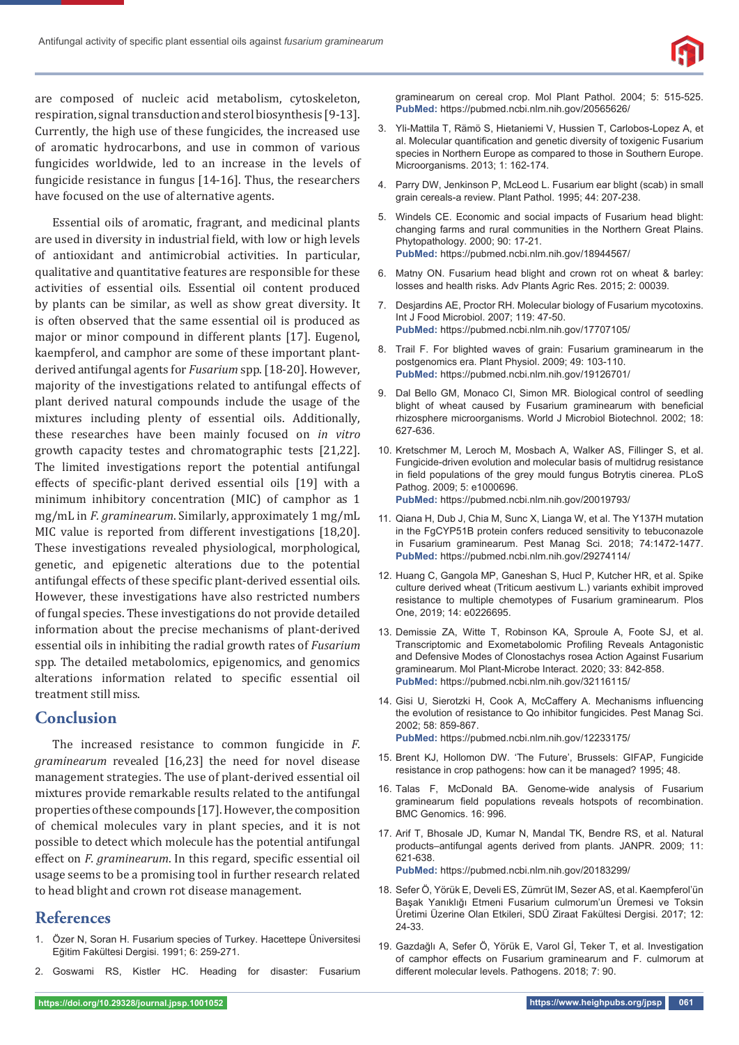are composed of nucleic acid metabolism, cytoskeleton, respiration, signal transduction and sterol biosynthesis [9-13]. Currently, the high use of these fungicides, the increased use of aromatic hydrocarbons, and use in common of various fungicides worldwide, led to an increase in the levels of fungicide resistance in fungus [14-16]. Thus, the researchers have focused on the use of alternative agents.

Essential oils of aromatic, fragrant, and medicinal plants are used in diversity in industrial field, with low or high levels of antioxidant and antimicrobial activities. In particular, qualitative and quantitative features are responsible for these activities of essential oils. Essential oil content produced by plants can be similar, as well as show great diversity. It is often observed that the same essential oil is produced as major or minor compound in different plants [17]. Eugenol, kaempferol, and camphor are some of these important plant-derived antifungal agents for *Fusarium* spp. [18-20]. However, majority of the investigations related to antifungal effects of plant derived natural compounds include the usage of the mixtures including plenty of essential oils. Additionally, these researches have been mainly focused on *in vitro* growth capacity testes and chromatographic tests [21,22]. The limited investigations report the potential antifungal effects of specific-plant derived essential oils [19] with a minimum inhibitory concentration (MIC) of camphor as 1 mg/mL in *F. graminearum*. Similarly, approximately 1 mg/mL MIC value is reported from different investigations [18,20]. These investigations revealed physiological, morphological, genetic, and epigenetic alterations due to the potential antifungal effects of these specific plant-derived essential oils. However, these investigations have also restricted numbers of fungal species. These investigations do not provide detailed information about the precise mechanisms of plant-derived essential oils in inhibiting the radial growth rates of *Fusarium* spp. The detailed metabolomics, epigenomics, and genomics alterations information related to specific essential oil treatment still miss.

## Conclusion

The increased resistance to common fungicide in *F. graminearum* revealed [16,23] the need for novel disease management strategies. The use of plant-derived essential oil mixtures provide remarkable results related to the antifungal properties of these compounds [17]. However, the composition of chemical molecules vary in plant species, and in it is not possible to detect which molecule has the potential antifungal effect on *F. graminearum*. In this regard, specific essential oil usage seems to be a promising tool in further research related to head blight and crown rot disease management.

## References

1. Özer N, Soran H. Fusarium species of Turkey. Hacettepe Üniversitesi Eğitim Fakültesi Dergisi. 1991; 6: 259-271.
2. Goswami RS, Kistler HC. Heading for disaster: Fusarium graminearum on cereal crop. Mol Plant Pathol. 2004; 5: 515-525. **PubMed:** https://pubmed.ncbi.nlm.nih.gov/20565626/
3. Yli-Mattila T, Rämö S, Hietaniemi V, Hussien T, Carlobos-Lopez A, et al. Molecular quantification and genetic diversity of toxigenic Fusarium species in Northern Europe as compared to those in Southern Europe. Microorganisms. 2013; 1: 162-174.
4. Parry DW, Jenkinson P, McLeod L. Fusarium ear blight (scab) in small grain cereals-a review. Plant Pathol. 1995; 44: 207-238.
5. Windels CE. Economic and social impacts of Fusarium head blight: changing farms and rural communities in the Northern Great Plains. Phytopathology. 2000; 90: 17-21. **PubMed:** https://pubmed.ncbi.nlm.nih.gov/18944567/
6. Matny ON. Fusarium head blight and crown rot on wheat & barley: losses and health risks. Adv Plants Agric Res. 2015; 2: 00039.
7. Desjardins AE, Proctor RH. Molecular biology of Fusarium mycotoxins. Int J Food Microbiol. 2007; 119: 47-50. **PubMed:** https://pubmed.ncbi.nlm.nih.gov/17707105/
8. Trail F. For blighted waves of grain: Fusarium graminearum in the postgenomics era. Plant Physiol. 2009; 49: 103-110. **PubMed:** https://pubmed.ncbi.nlm.nih.gov/19126701/
9. Dal Bello GM, Monaco CI, Simon MR. Biological control of seedling blight of wheat caused by Fusarium graminearum with beneficial rhizosphere microorganisms. World J Microbiol Biotechnol. 2002; 18: 627-636.
10. Kretschmer M, Leroch M, Mosbach A, Walker AS, Fillinger S, et al. Fungicide-driven evolution and molecular basis of multidrug resistance in field populations of the grey mould fungus Botrytis cinerea. PLoS Pathog. 2009; 5: e1000696. **PubMed:** https://pubmed.ncbi.nlm.nih.gov/20019793/
11. Qiana H, Dub J, Chia M, Sunc X, Lianga W, et al. The Y137H mutation in the FgCYP51B protein confers reduced sensitivity to tebuconazole in Fusarium graminearum. Pest Manag Sci. 2018; 74:1472-1477. **PubMed:** https://pubmed.ncbi.nlm.nih.gov/29274114/
12. Huang C, Gangola MP, Ganeshan S, Hucl P, Kutcher HR, et al. Spike culture derived wheat (Triticum aestivum L.) variants exhibit improved resistance to multiple chemotypes of Fusarium graminearum. Plos One, 2019; 14: e0226695.
13. Demissie ZA, Witte T, Robinson KA, Sproule A, Foote SJ, et al. Transcriptomic and Exometabolomic Profiling Reveals Antagonistic and Defensive Modes of Clonostachys rosea Action Against Fusarium graminearum. Mol Plant-Microbe Interact. 2020; 33: 842-858. **PubMed:** https://pubmed.ncbi.nlm.nih.gov/32116115/
14. Gisi U, Sierotzki H, Cook A, McCaffery A. Mechanisms influencing the evolution of resistance to Qo inhibitor fungicides. Pest Manag Sci. 2002; 58: 859-867. **PubMed:** https://pubmed.ncbi.nlm.nih.gov/12233175/
15. Brent KJ, Hollomon DW. 'The Future', Brussels: GIFAP, Fungicide resistance in crop pathogens: how can it be managed? 1995; 48.
16. Talas F, McDonald BA. Genome-wide analysis of Fusarium graminearum field populations reveals hotspots of recombination. BMC Genomics. 16: 996.
17. Arif T, Bhosale JD, Kumar N, Mandal TK, Bendre RS, et al. Natural products–antifungal agents derived from plants. JANPR. 2009; 11: 621-638. **PubMed:** https://pubmed.ncbi.nlm.nih.gov/20183299/
18. Sefer Ö, Yörük E, Develi ES, Zümrüt IM, Sezer AS, et al. Kaempferol'ün Başak Yanıklığı Etmeni Fusarium culmorum'un Üremesi ve Toksin Üretimi Üzerine Olan Etkileri, SDÜ Ziraat Fakültesi Dergisi. 2017; 12: 24-33.
19. Gazdağlı A, Sefer Ö, Yörük E, Varol Gİ, Teker T, et al. Investigation of camphor effects on Fusarium graminearum and F. culmorum at different molecular levels. Pathogens. 2018; 7: 90.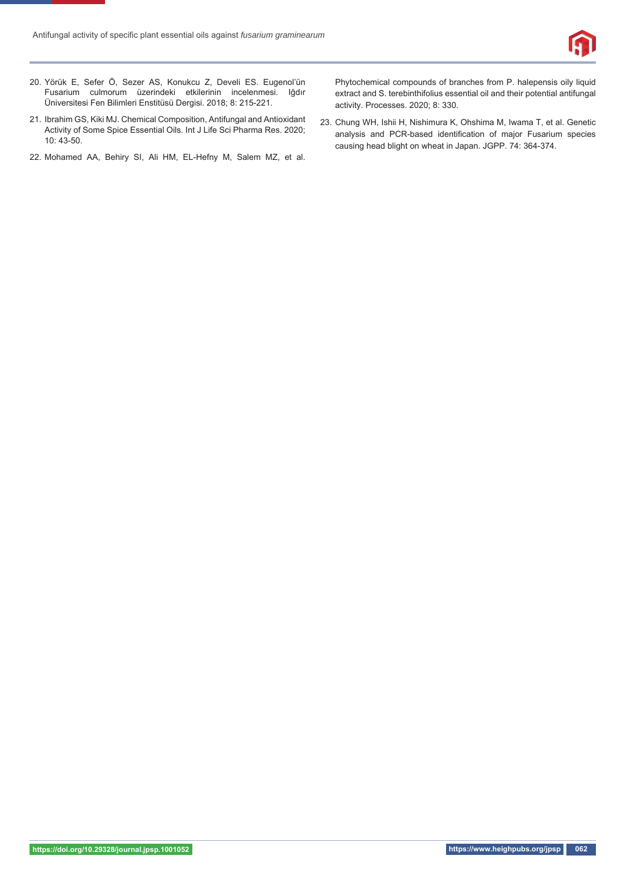20. Yörük E, Sefer Ö, Sezer AS, Konukcu Z, Develi ES. Eugenol'ün Fusarium culmorum üzerindeki etkilerinin incelenmesi. Iğdır Üniversitesi Fen Bilimleri Enstitüsü Dergisi. 2018; 8: 215-221.
21. Ibrahim GS, Kiki MJ. Chemical Composition, Antifungal and Antioxidant Activity of Some Spice Essential Oils. Int J Life Sci Pharma Res. 2020; 10: 43-50.
22. Mohamed AA, Behiry SI, Ali HM, EL-Hefny M, Salem MZ, et al. Phytochemical compounds of branches from P. halepensis oily liquid extract and S. terebinthifolius essential oil and their potential antifungal activity. Processes. 2020; 8: 330.
23. Chung WH, Ishii H, Nishimura K, Ohshima M, Iwama T, et al. Genetic analysis and PCR-based identification of major Fusarium species causing head blight on wheat in Japan. JGPP. 74: 364-374.